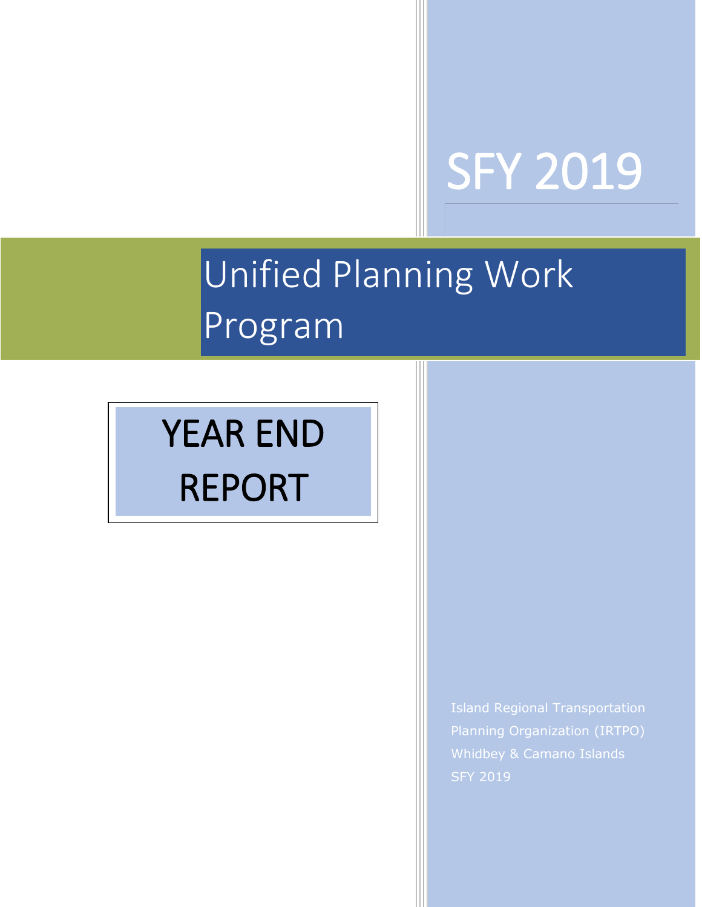# SFY 2019

# Unified Planning Work Program

## YEAR END REPORT

Island Regional Transportation Planning Organization (IRTPO)
Whidbey & Camano Islands
SFY 2019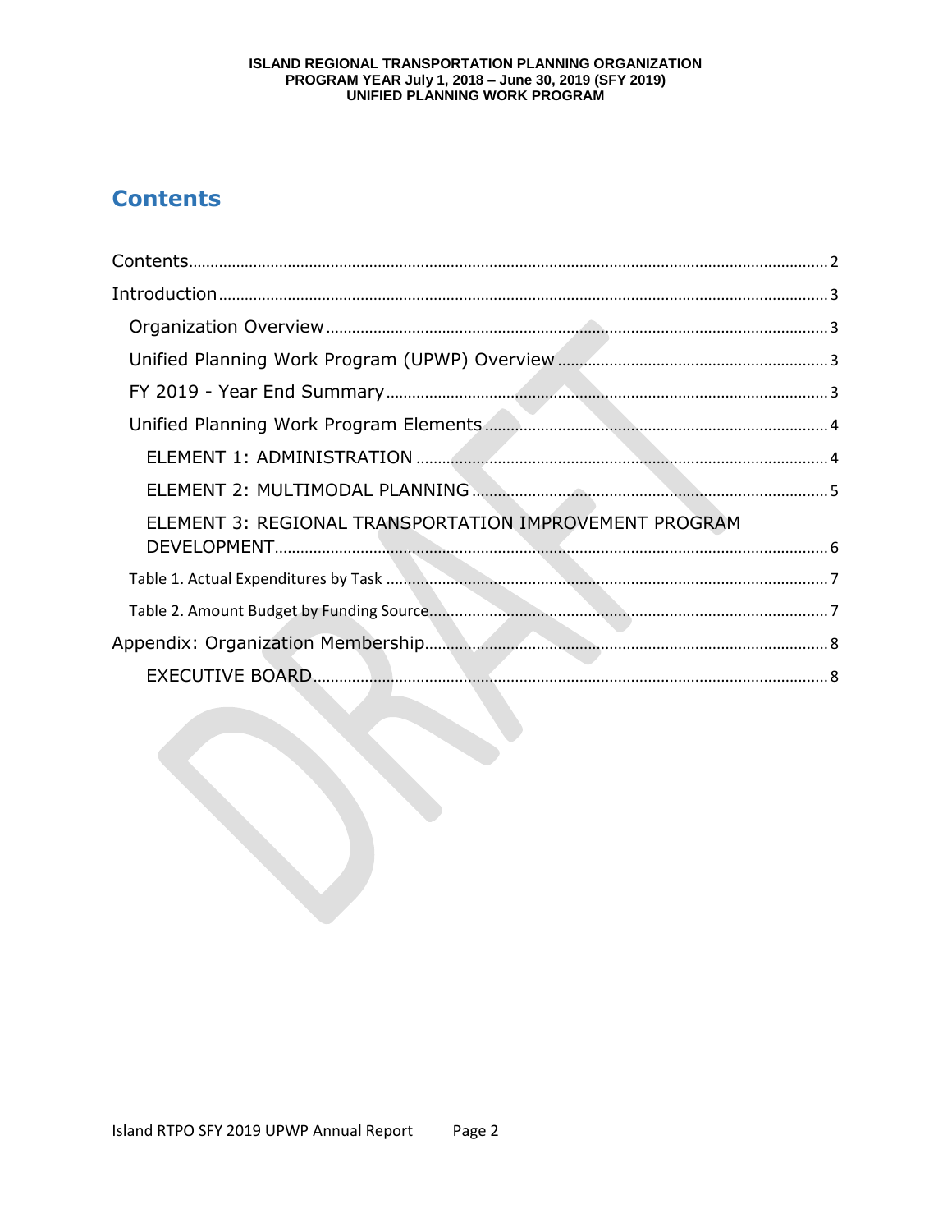# Contents

Contents .......... 2

Introduction .......... 3

- Organization Overview .......... 3
- Unified Planning Work Program (UPWP) Overview .......... 3
- FY 2019 - Year End Summary .......... 3
- Unified Planning Work Program Elements .......... 4
  - ELEMENT 1: ADMINISTRATION .......... 4
  - ELEMENT 2: MULTIMODAL PLANNING .......... 5
  - ELEMENT 3: REGIONAL TRANSPORTATION IMPROVEMENT PROGRAM DEVELOPMENT .......... 6
- Table 1. Actual Expenditures by Task .......... 7
- Table 2. Amount Budget by Funding Source .......... 7

Appendix: Organization Membership .......... 8

- EXECUTIVE BOARD .......... 8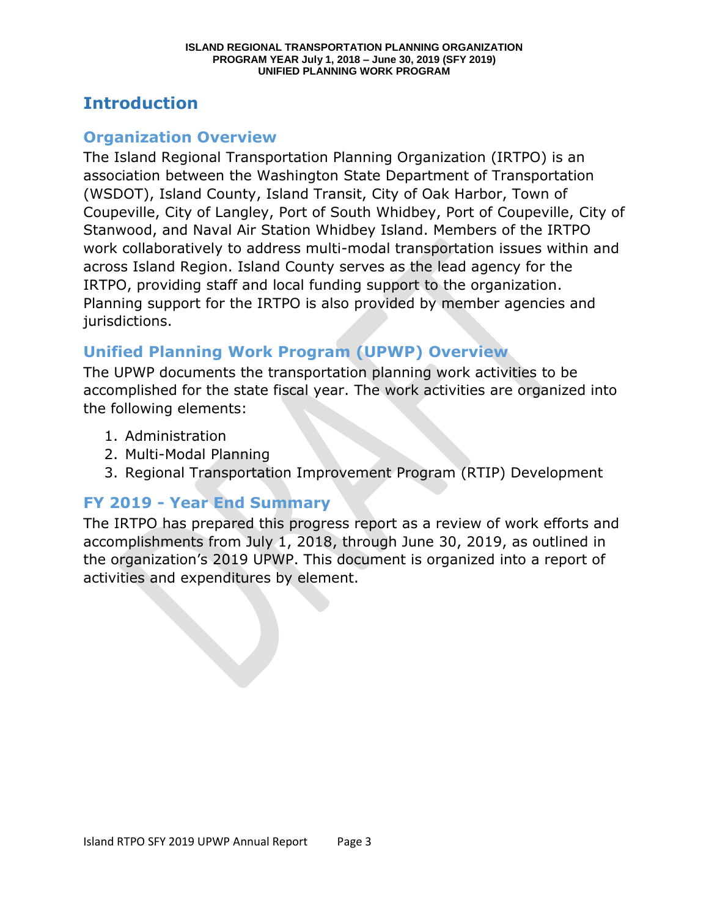# Introduction

## Organization Overview

The Island Regional Transportation Planning Organization (IRTPO) is an association between the Washington State Department of Transportation (WSDOT), Island County, Island Transit, City of Oak Harbor, Town of Coupeville, City of Langley, Port of South Whidbey, Port of Coupeville, City of Stanwood, and Naval Air Station Whidbey Island. Members of the IRTPO work collaboratively to address multi-modal transportation issues within and across Island Region. Island County serves as the lead agency for the IRTPO, providing staff and local funding support to the organization. Planning support for the IRTPO is also provided by member agencies and jurisdictions.

## Unified Planning Work Program (UPWP) Overview

The UPWP documents the transportation planning work activities to be accomplished for the state fiscal year. The work activities are organized into the following elements:

1. Administration
2. Multi-Modal Planning
3. Regional Transportation Improvement Program (RTIP) Development

## FY 2019 - Year End Summary

The IRTPO has prepared this progress report as a review of work efforts and accomplishments from July 1, 2018, through June 30, 2019, as outlined in the organization's 2019 UPWP. This document is organized into a report of activities and expenditures by element.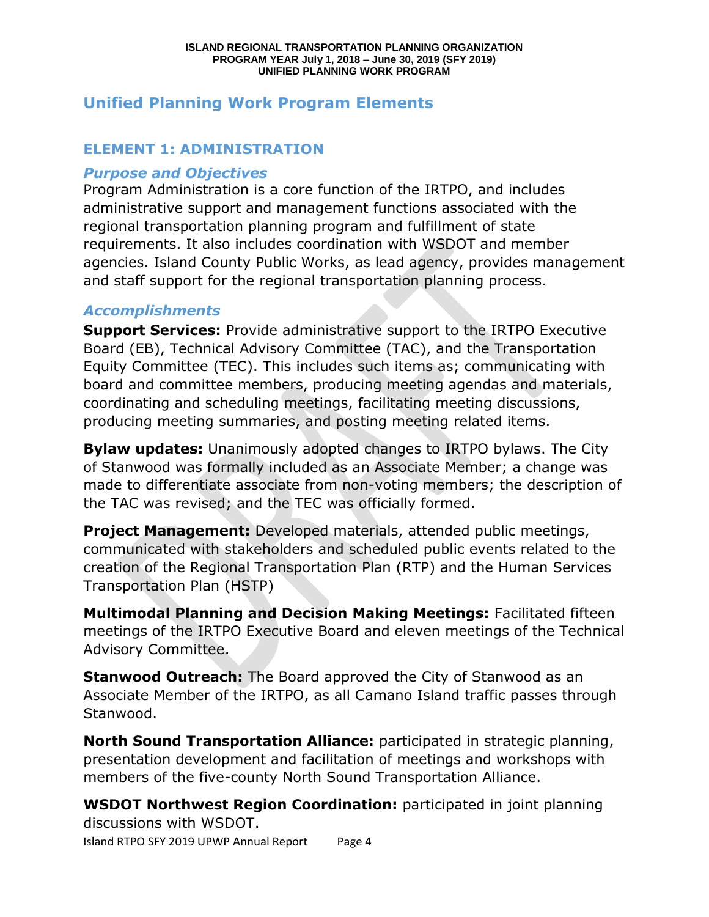## Unified Planning Work Program Elements

### ELEMENT 1: ADMINISTRATION

#### *Purpose and Objectives*

Program Administration is a core function of the IRTPO, and includes administrative support and management functions associated with the regional transportation planning program and fulfillment of state requirements. It also includes coordination with WSDOT and member agencies. Island County Public Works, as lead agency, provides management and staff support for the regional transportation planning process.

#### *Accomplishments*

**Support Services:** Provide administrative support to the IRTPO Executive Board (EB), Technical Advisory Committee (TAC), and the Transportation Equity Committee (TEC). This includes such items as; communicating with board and committee members, producing meeting agendas and materials, coordinating and scheduling meetings, facilitating meeting discussions, producing meeting summaries, and posting meeting related items.

**Bylaw updates:** Unanimously adopted changes to IRTPO bylaws. The City of Stanwood was formally included as an Associate Member; a change was made to differentiate associate from non-voting members; the description of the TAC was revised; and the TEC was officially formed.

**Project Management:** Developed materials, attended public meetings, communicated with stakeholders and scheduled public events related to the creation of the Regional Transportation Plan (RTP) and the Human Services Transportation Plan (HSTP)

**Multimodal Planning and Decision Making Meetings:** Facilitated fifteen meetings of the IRTPO Executive Board and eleven meetings of the Technical Advisory Committee.

**Stanwood Outreach:** The Board approved the City of Stanwood as an Associate Member of the IRTPO, as all Camano Island traffic passes through Stanwood.

**North Sound Transportation Alliance:** participated in strategic planning, presentation development and facilitation of meetings and workshops with members of the five-county North Sound Transportation Alliance.

**WSDOT Northwest Region Coordination:** participated in joint planning discussions with WSDOT.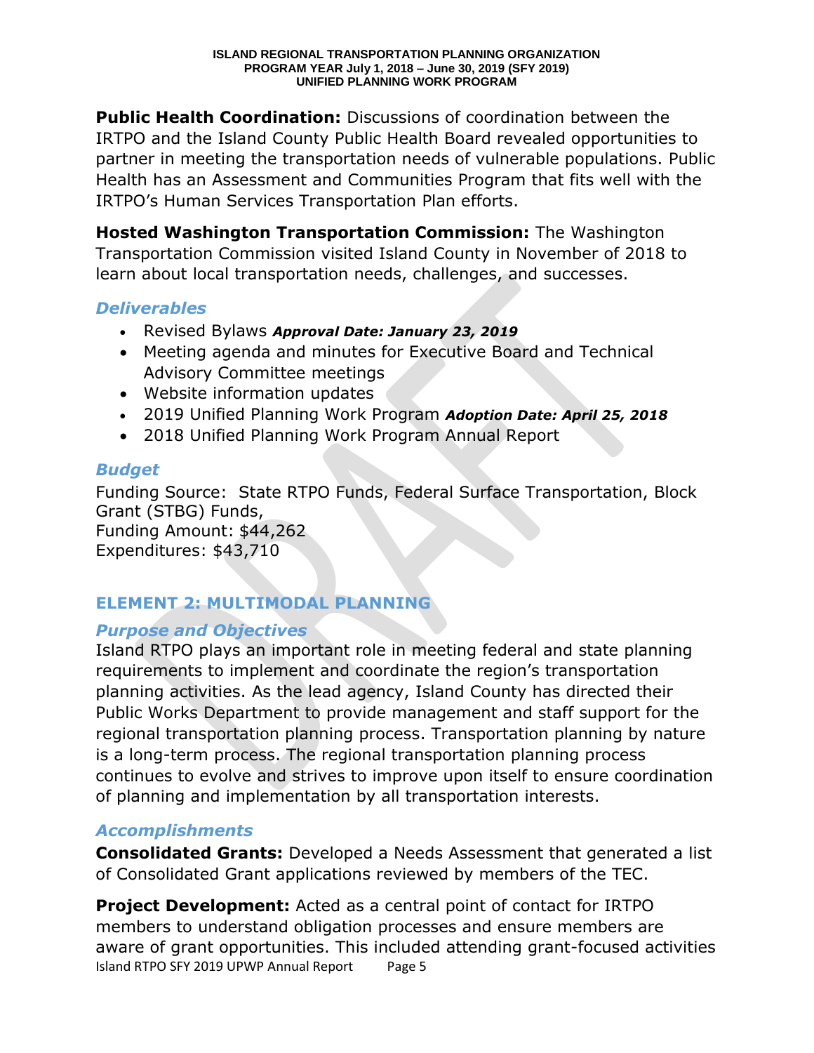**Public Health Coordination:** Discussions of coordination between the IRTPO and the Island County Public Health Board revealed opportunities to partner in meeting the transportation needs of vulnerable populations. Public Health has an Assessment and Communities Program that fits well with the IRTPO's Human Services Transportation Plan efforts.

**Hosted Washington Transportation Commission:** The Washington Transportation Commission visited Island County in November of 2018 to learn about local transportation needs, challenges, and successes.

### *Deliverables*

- Revised Bylaws ***Approval Date: January 23, 2019***
- Meeting agenda and minutes for Executive Board and Technical Advisory Committee meetings
- Website information updates
- 2019 Unified Planning Work Program ***Adoption Date: April 25, 2018***
- 2018 Unified Planning Work Program Annual Report

### *Budget*

Funding Source: State RTPO Funds, Federal Surface Transportation, Block Grant (STBG) Funds,
Funding Amount: $44,262
Expenditures: $43,710

## ELEMENT 2: MULTIMODAL PLANNING

### *Purpose and Objectives*

Island RTPO plays an important role in meeting federal and state planning requirements to implement and coordinate the region's transportation planning activities. As the lead agency, Island County has directed their Public Works Department to provide management and staff support for the regional transportation planning process. Transportation planning by nature is a long-term process. The regional transportation planning process continues to evolve and strives to improve upon itself to ensure coordination of planning and implementation by all transportation interests.

### *Accomplishments*

**Consolidated Grants:** Developed a Needs Assessment that generated a list of Consolidated Grant applications reviewed by members of the TEC.

**Project Development:** Acted as a central point of contact for IRTPO members to understand obligation processes and ensure members are aware of grant opportunities. This included attending grant-focused activities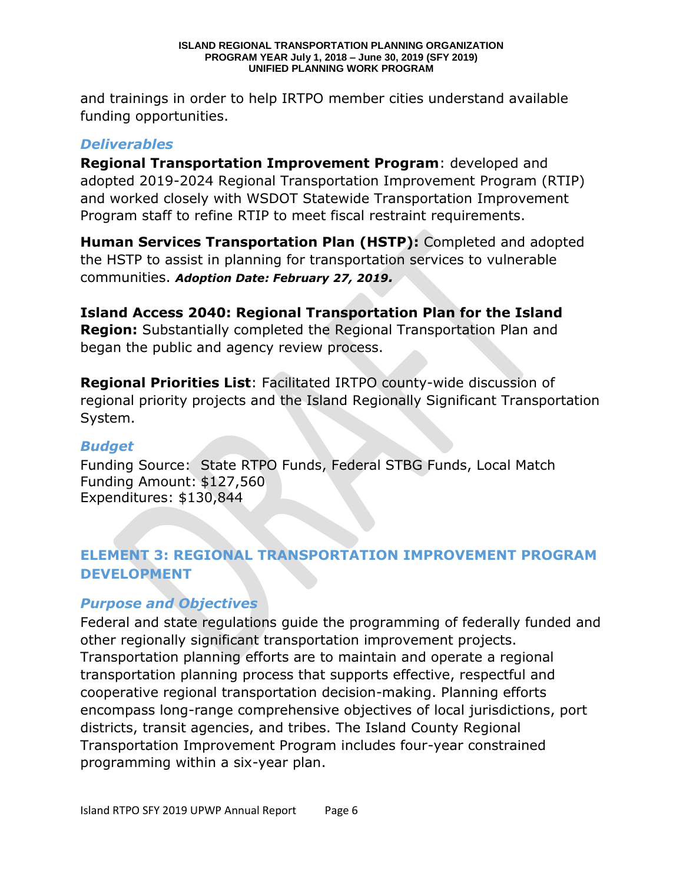and trainings in order to help IRTPO member cities understand available funding opportunities.

### *Deliverables*

**Regional Transportation Improvement Program**: developed and adopted 2019-2024 Regional Transportation Improvement Program (RTIP) and worked closely with WSDOT Statewide Transportation Improvement Program staff to refine RTIP to meet fiscal restraint requirements.

**Human Services Transportation Plan (HSTP):** Completed and adopted the HSTP to assist in planning for transportation services to vulnerable communities. ***Adoption Date: February 27, 2019.***

**Island Access 2040: Regional Transportation Plan for the Island Region:** Substantially completed the Regional Transportation Plan and began the public and agency review process.

**Regional Priorities List**: Facilitated IRTPO county-wide discussion of regional priority projects and the Island Regionally Significant Transportation System.

### *Budget*

Funding Source: State RTPO Funds, Federal STBG Funds, Local Match
Funding Amount: $127,560
Expenditures: $130,844

## ELEMENT 3: REGIONAL TRANSPORTATION IMPROVEMENT PROGRAM DEVELOPMENT

### *Purpose and Objectives*

Federal and state regulations guide the programming of federally funded and other regionally significant transportation improvement projects. Transportation planning efforts are to maintain and operate a regional transportation planning process that supports effective, respectful and cooperative regional transportation decision-making. Planning efforts encompass long-range comprehensive objectives of local jurisdictions, port districts, transit agencies, and tribes. The Island County Regional Transportation Improvement Program includes four-year constrained programming within a six-year plan.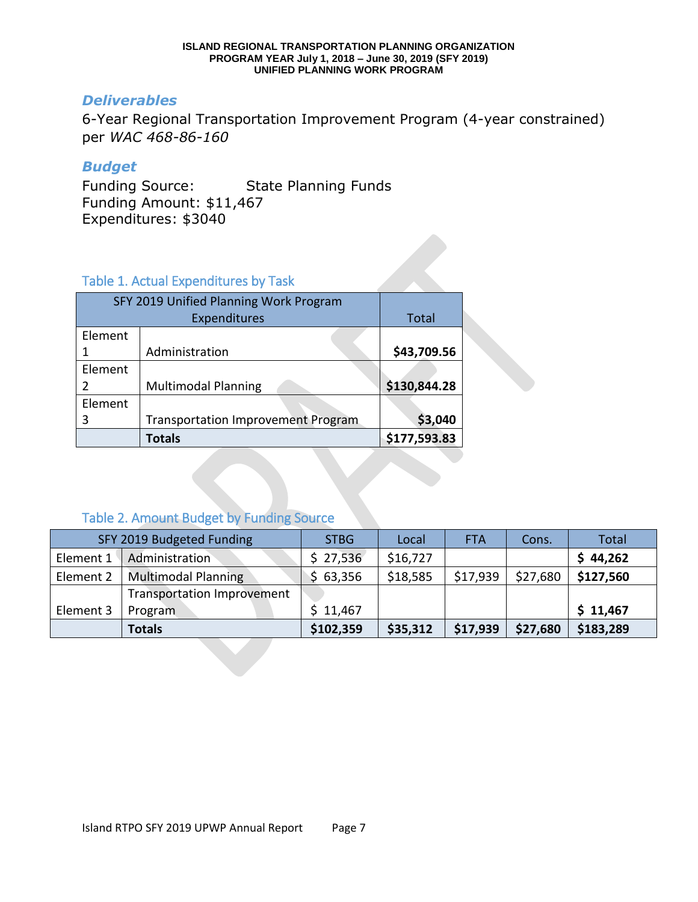### *Deliverables*

6-Year Regional Transportation Improvement Program (4-year constrained) per *WAC 468-86-160*

### *Budget*

Funding Source: State Planning Funds
Funding Amount: $11,467
Expenditures: $3040

Table 1. Actual Expenditures by Task

| SFY 2019 Unified Planning Work Program Expenditures | | Total |
|---|---|---|
| Element 1 | Administration | **$43,709.56** |
| Element 2 | Multimodal Planning | **$130,844.28** |
| Element 3 | Transportation Improvement Program | **$3,040** |
| | **Totals** | **$177,593.83** |

Table 2. Amount Budget by Funding Source

| SFY 2019 Budgeted Funding | | STBG | Local | FTA | Cons. | Total |
|---|---|---|---|---|---|---|
| Element 1 | Administration | $ 27,536 | $16,727 | | | **$ 44,262** |
| Element 2 | Multimodal Planning | $ 63,356 | $18,585 | $17,939 | $27,680 | **$127,560** |
| Element 3 | Transportation Improvement Program | $ 11,467 | | | | **$ 11,467** |
| | **Totals** | **$102,359** | **$35,312** | **$17,939** | **$27,680** | **$183,289** |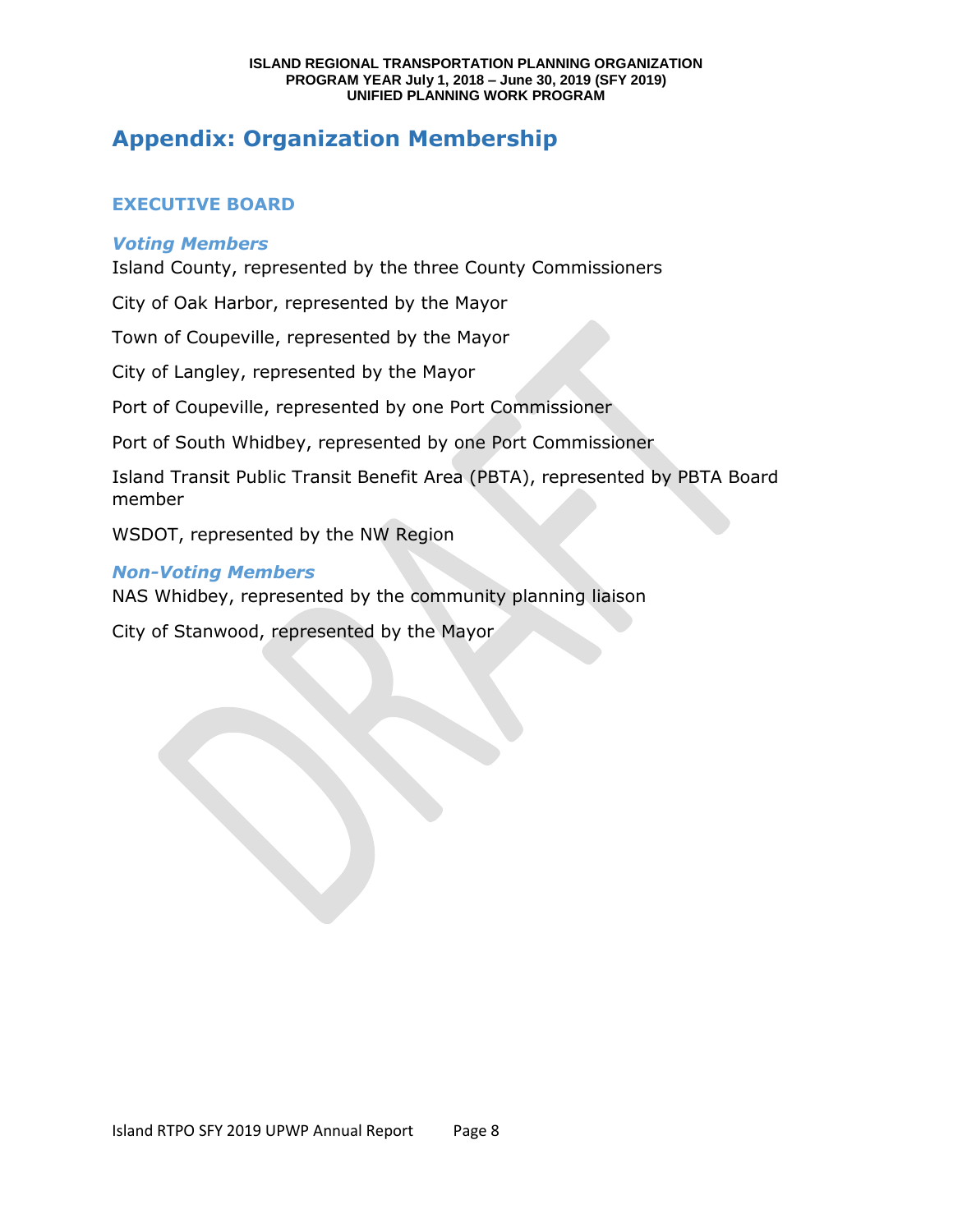# Appendix: Organization Membership

## EXECUTIVE BOARD

### *Voting Members*

Island County, represented by the three County Commissioners

City of Oak Harbor, represented by the Mayor

Town of Coupeville, represented by the Mayor

City of Langley, represented by the Mayor

Port of Coupeville, represented by one Port Commissioner

Port of South Whidbey, represented by one Port Commissioner

Island Transit Public Transit Benefit Area (PBTA), represented by PBTA Board member

WSDOT, represented by the NW Region

### *Non-Voting Members*

NAS Whidbey, represented by the community planning liaison

City of Stanwood, represented by the Mayor